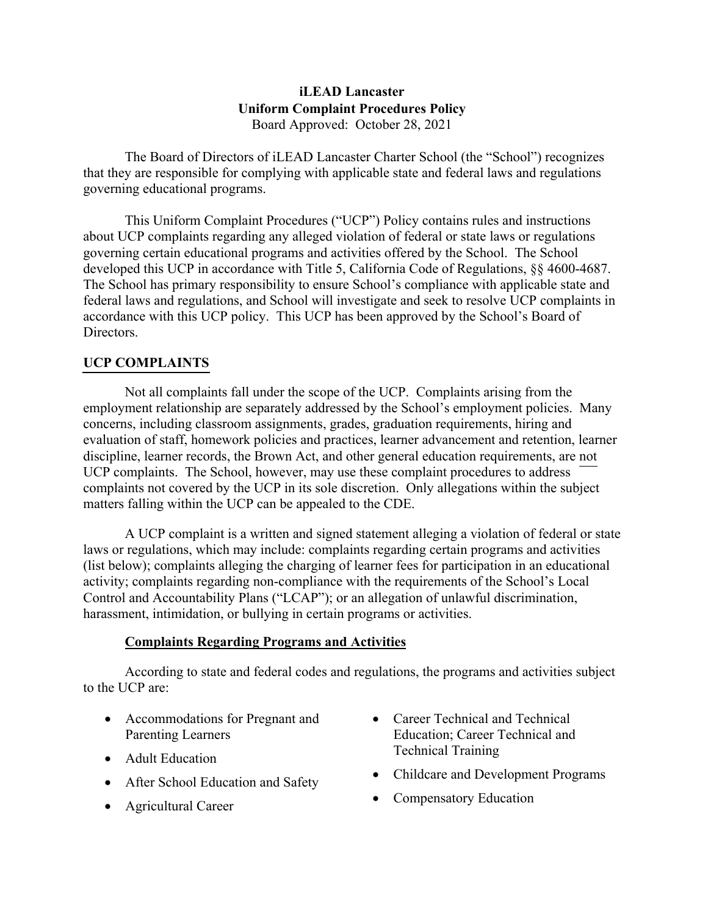**iLEAD Lancaster**
**Uniform Complaint Procedures Policy**
Board Approved: October 28, 2021

The Board of Directors of iLEAD Lancaster Charter School (the "School") recognizes that they are responsible for complying with applicable state and federal laws and regulations governing educational programs.

This Uniform Complaint Procedures ("UCP") Policy contains rules and instructions about UCP complaints regarding any alleged violation of federal or state laws or regulations governing certain educational programs and activities offered by the School. The School developed this UCP in accordance with Title 5, California Code of Regulations, §§ 4600-4687. The School has primary responsibility to ensure School's compliance with applicable state and federal laws and regulations, and School will investigate and seek to resolve UCP complaints in accordance with this UCP policy. This UCP has been approved by the School's Board of Directors.

## UCP COMPLAINTS

Not all complaints fall under the scope of the UCP. Complaints arising from the employment relationship are separately addressed by the School's employment policies. Many concerns, including classroom assignments, grades, graduation requirements, hiring and evaluation of staff, homework policies and practices, learner advancement and retention, learner discipline, learner records, the Brown Act, and other general education requirements, are not UCP complaints. The School, however, may use these complaint procedures to address complaints not covered by the UCP in its sole discretion. Only allegations within the subject matters falling within the UCP can be appealed to the CDE.

A UCP complaint is a written and signed statement alleging a violation of federal or state laws or regulations, which may include: complaints regarding certain programs and activities (list below); complaints alleging the charging of learner fees for participation in an educational activity; complaints regarding non-compliance with the requirements of the School's Local Control and Accountability Plans ("LCAP"); or an allegation of unlawful discrimination, harassment, intimidation, or bullying in certain programs or activities.

### Complaints Regarding Programs and Activities

According to state and federal codes and regulations, the programs and activities subject to the UCP are:

- Accommodations for Pregnant and Parenting Learners
- Adult Education
- After School Education and Safety
- Agricultural Career
- Career Technical and Technical Education; Career Technical and Technical Training
- Childcare and Development Programs
- Compensatory Education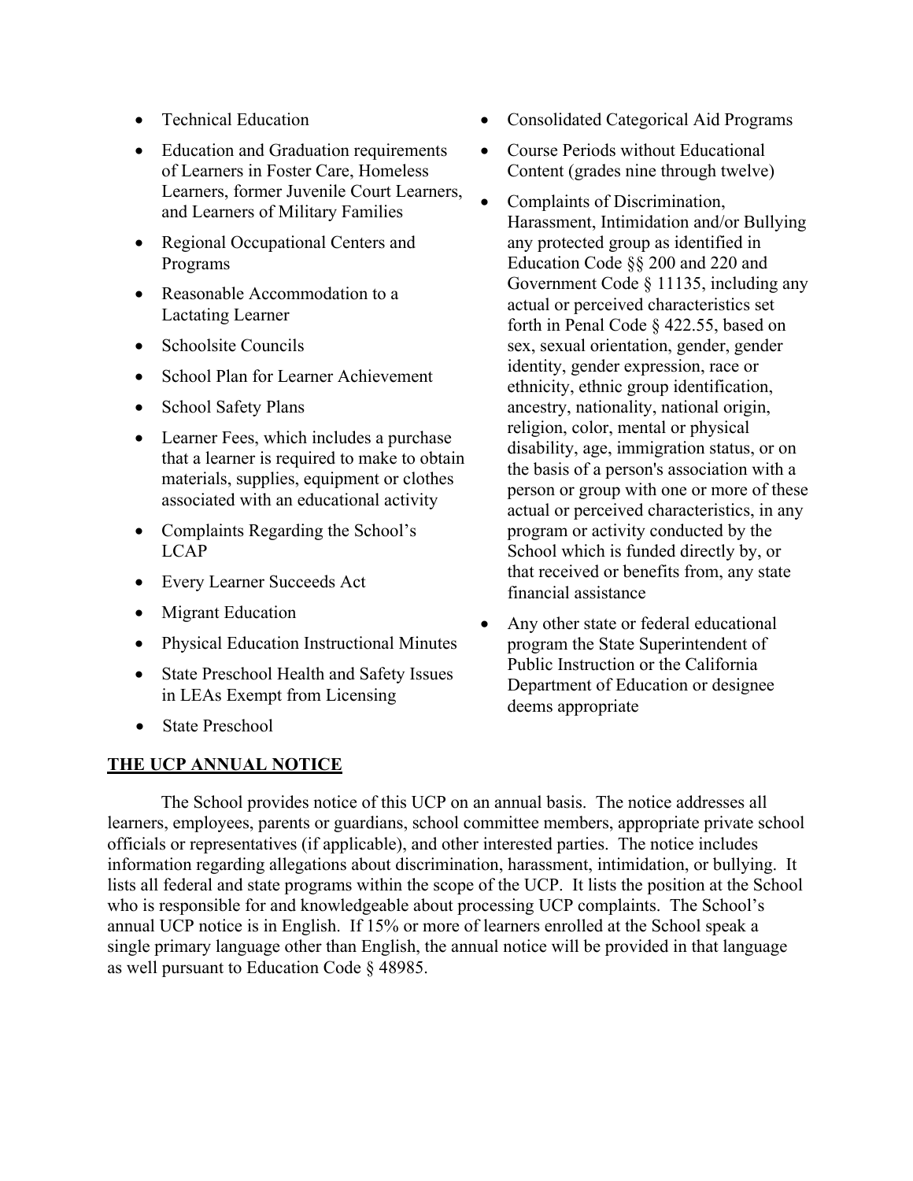- Technical Education
- Education and Graduation requirements of Learners in Foster Care, Homeless Learners, former Juvenile Court Learners, and Learners of Military Families
- Regional Occupational Centers and Programs
- Reasonable Accommodation to a Lactating Learner
- Schoolsite Councils
- School Plan for Learner Achievement
- School Safety Plans
- Learner Fees, which includes a purchase that a learner is required to make to obtain materials, supplies, equipment or clothes associated with an educational activity
- Complaints Regarding the School's LCAP
- Every Learner Succeeds Act
- Migrant Education
- Physical Education Instructional Minutes
- State Preschool Health and Safety Issues in LEAs Exempt from Licensing
- State Preschool
- Consolidated Categorical Aid Programs
- Course Periods without Educational Content (grades nine through twelve)
- Complaints of Discrimination, Harassment, Intimidation and/or Bullying any protected group as identified in Education Code §§ 200 and 220 and Government Code § 11135, including any actual or perceived characteristics set forth in Penal Code § 422.55, based on sex, sexual orientation, gender, gender identity, gender expression, race or ethnicity, ethnic group identification, ancestry, nationality, national origin, religion, color, mental or physical disability, age, immigration status, or on the basis of a person's association with a person or group with one or more of these actual or perceived characteristics, in any program or activity conducted by the School which is funded directly by, or that received or benefits from, any state financial assistance
- Any other state or federal educational program the State Superintendent of Public Instruction or the California Department of Education or designee deems appropriate

**THE UCP ANNUAL NOTICE**

The School provides notice of this UCP on an annual basis. The notice addresses all learners, employees, parents or guardians, school committee members, appropriate private school officials or representatives (if applicable), and other interested parties. The notice includes information regarding allegations about discrimination, harassment, intimidation, or bullying. It lists all federal and state programs within the scope of the UCP. It lists the position at the School who is responsible for and knowledgeable about processing UCP complaints. The School's annual UCP notice is in English. If 15% or more of learners enrolled at the School speak a single primary language other than English, the annual notice will be provided in that language as well pursuant to Education Code § 48985.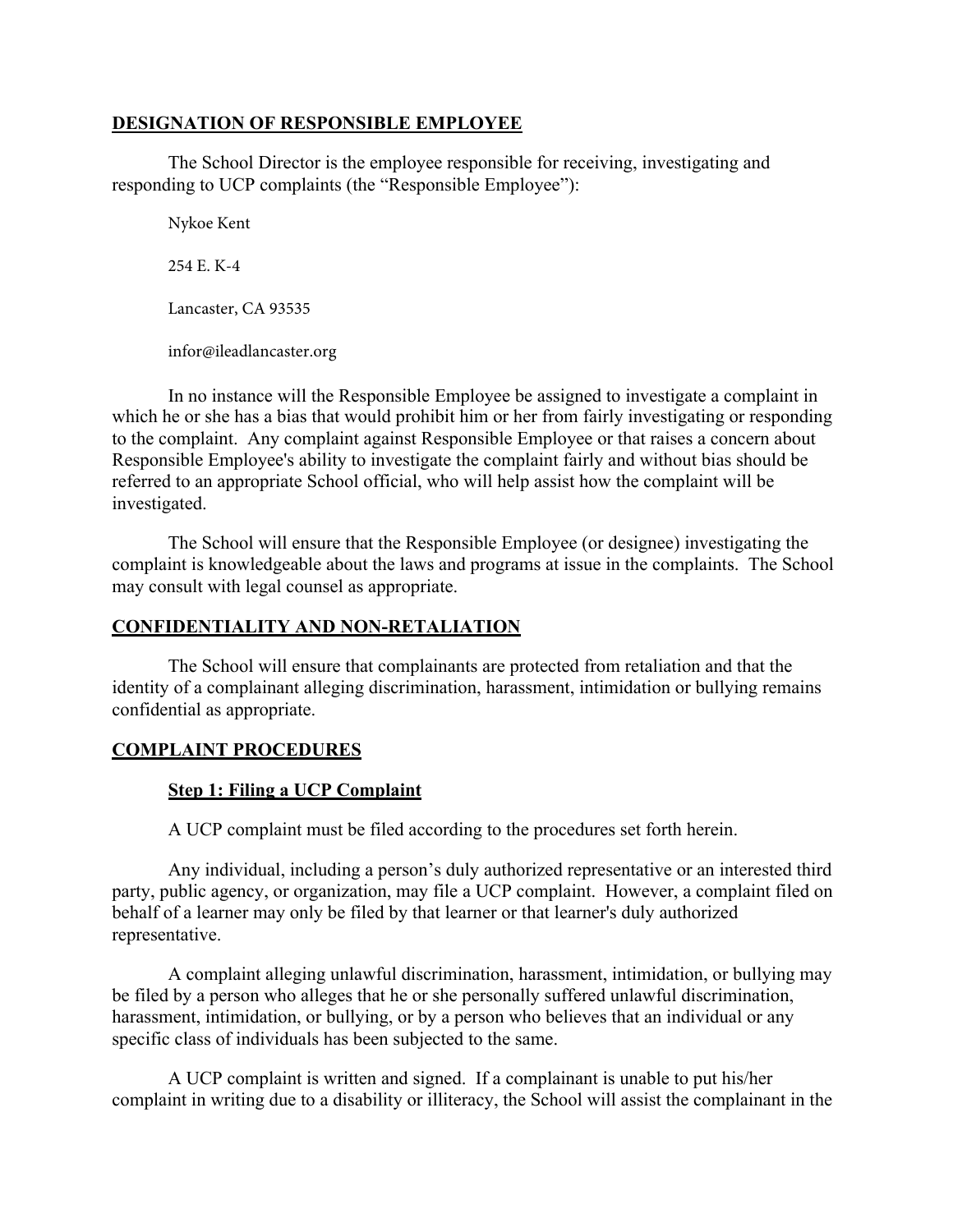## DESIGNATION OF RESPONSIBLE EMPLOYEE

The School Director is the employee responsible for receiving, investigating and responding to UCP complaints (the "Responsible Employee"):

Nykoe Kent

254 E. K-4

Lancaster, CA 93535

infor@ileadlancaster.org

In no instance will the Responsible Employee be assigned to investigate a complaint in which he or she has a bias that would prohibit him or her from fairly investigating or responding to the complaint. Any complaint against Responsible Employee or that raises a concern about Responsible Employee's ability to investigate the complaint fairly and without bias should be referred to an appropriate School official, who will help assist how the complaint will be investigated.

The School will ensure that the Responsible Employee (or designee) investigating the complaint is knowledgeable about the laws and programs at issue in the complaints. The School may consult with legal counsel as appropriate.

## CONFIDENTIALITY AND NON-RETALIATION

The School will ensure that complainants are protected from retaliation and that the identity of a complainant alleging discrimination, harassment, intimidation or bullying remains confidential as appropriate.

## COMPLAINT PROCEDURES

### Step 1: Filing a UCP Complaint

A UCP complaint must be filed according to the procedures set forth herein.

Any individual, including a person's duly authorized representative or an interested third party, public agency, or organization, may file a UCP complaint. However, a complaint filed on behalf of a learner may only be filed by that learner or that learner's duly authorized representative.

A complaint alleging unlawful discrimination, harassment, intimidation, or bullying may be filed by a person who alleges that he or she personally suffered unlawful discrimination, harassment, intimidation, or bullying, or by a person who believes that an individual or any specific class of individuals has been subjected to the same.

A UCP complaint is written and signed. If a complainant is unable to put his/her complaint in writing due to a disability or illiteracy, the School will assist the complainant in the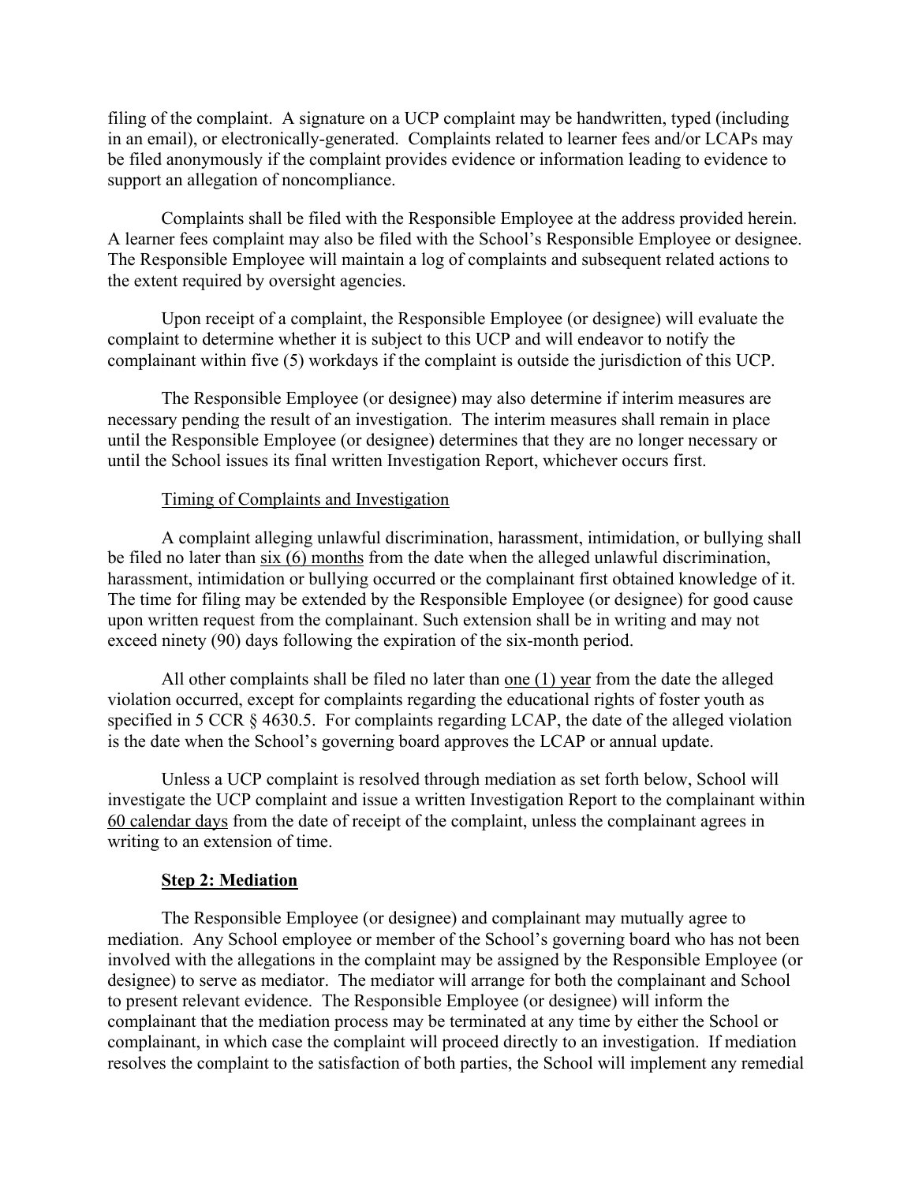filing of the complaint. A signature on a UCP complaint may be handwritten, typed (including in an email), or electronically-generated. Complaints related to learner fees and/or LCAPs may be filed anonymously if the complaint provides evidence or information leading to evidence to support an allegation of noncompliance.

Complaints shall be filed with the Responsible Employee at the address provided herein. A learner fees complaint may also be filed with the School's Responsible Employee or designee. The Responsible Employee will maintain a log of complaints and subsequent related actions to the extent required by oversight agencies.

Upon receipt of a complaint, the Responsible Employee (or designee) will evaluate the complaint to determine whether it is subject to this UCP and will endeavor to notify the complainant within five (5) workdays if the complaint is outside the jurisdiction of this UCP.

The Responsible Employee (or designee) may also determine if interim measures are necessary pending the result of an investigation. The interim measures shall remain in place until the Responsible Employee (or designee) determines that they are no longer necessary or until the School issues its final written Investigation Report, whichever occurs first.

Timing of Complaints and Investigation

A complaint alleging unlawful discrimination, harassment, intimidation, or bullying shall be filed no later than six (6) months from the date when the alleged unlawful discrimination, harassment, intimidation or bullying occurred or the complainant first obtained knowledge of it. The time for filing may be extended by the Responsible Employee (or designee) for good cause upon written request from the complainant. Such extension shall be in writing and may not exceed ninety (90) days following the expiration of the six-month period.

All other complaints shall be filed no later than one (1) year from the date the alleged violation occurred, except for complaints regarding the educational rights of foster youth as specified in 5 CCR § 4630.5. For complaints regarding LCAP, the date of the alleged violation is the date when the School's governing board approves the LCAP or annual update.

Unless a UCP complaint is resolved through mediation as set forth below, School will investigate the UCP complaint and issue a written Investigation Report to the complainant within 60 calendar days from the date of receipt of the complaint, unless the complainant agrees in writing to an extension of time.

**Step 2: Mediation**

The Responsible Employee (or designee) and complainant may mutually agree to mediation. Any School employee or member of the School's governing board who has not been involved with the allegations in the complaint may be assigned by the Responsible Employee (or designee) to serve as mediator. The mediator will arrange for both the complainant and School to present relevant evidence. The Responsible Employee (or designee) will inform the complainant that the mediation process may be terminated at any time by either the School or complainant, in which case the complaint will proceed directly to an investigation. If mediation resolves the complaint to the satisfaction of both parties, the School will implement any remedial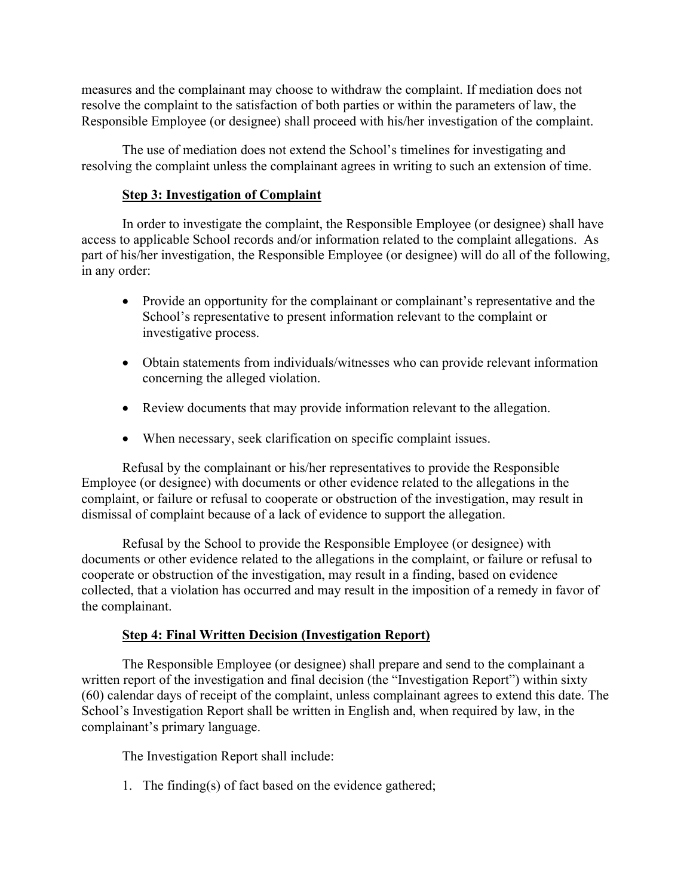measures and the complainant may choose to withdraw the complaint. If mediation does not resolve the complaint to the satisfaction of both parties or within the parameters of law, the Responsible Employee (or designee) shall proceed with his/her investigation of the complaint.

The use of mediation does not extend the School's timelines for investigating and resolving the complaint unless the complainant agrees in writing to such an extension of time.

**Step 3: Investigation of Complaint**

In order to investigate the complaint, the Responsible Employee (or designee) shall have access to applicable School records and/or information related to the complaint allegations. As part of his/her investigation, the Responsible Employee (or designee) will do all of the following, in any order:

- Provide an opportunity for the complainant or complainant's representative and the School's representative to present information relevant to the complaint or investigative process.
- Obtain statements from individuals/witnesses who can provide relevant information concerning the alleged violation.
- Review documents that may provide information relevant to the allegation.
- When necessary, seek clarification on specific complaint issues.

Refusal by the complainant or his/her representatives to provide the Responsible Employee (or designee) with documents or other evidence related to the allegations in the complaint, or failure or refusal to cooperate or obstruction of the investigation, may result in dismissal of complaint because of a lack of evidence to support the allegation.

Refusal by the School to provide the Responsible Employee (or designee) with documents or other evidence related to the allegations in the complaint, or failure or refusal to cooperate or obstruction of the investigation, may result in a finding, based on evidence collected, that a violation has occurred and may result in the imposition of a remedy in favor of the complainant.

**Step 4: Final Written Decision (Investigation Report)**

The Responsible Employee (or designee) shall prepare and send to the complainant a written report of the investigation and final decision (the "Investigation Report") within sixty (60) calendar days of receipt of the complaint, unless complainant agrees to extend this date. The School's Investigation Report shall be written in English and, when required by law, in the complainant's primary language.

The Investigation Report shall include:

1. The finding(s) of fact based on the evidence gathered;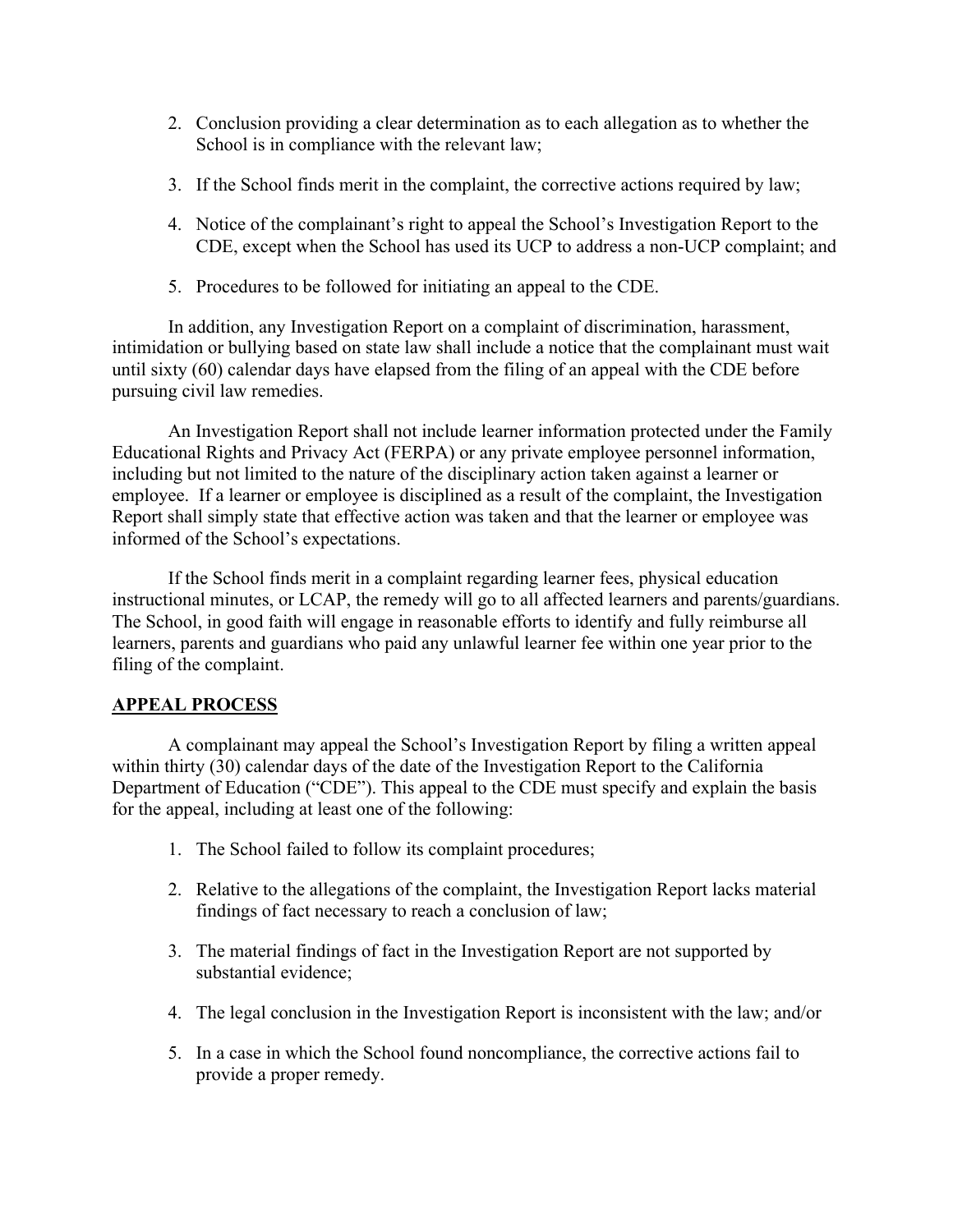2. Conclusion providing a clear determination as to each allegation as to whether the School is in compliance with the relevant law;

3. If the School finds merit in the complaint, the corrective actions required by law;

4. Notice of the complainant's right to appeal the School's Investigation Report to the CDE, except when the School has used its UCP to address a non-UCP complaint; and

5. Procedures to be followed for initiating an appeal to the CDE.

In addition, any Investigation Report on a complaint of discrimination, harassment, intimidation or bullying based on state law shall include a notice that the complainant must wait until sixty (60) calendar days have elapsed from the filing of an appeal with the CDE before pursuing civil law remedies.

An Investigation Report shall not include learner information protected under the Family Educational Rights and Privacy Act (FERPA) or any private employee personnel information, including but not limited to the nature of the disciplinary action taken against a learner or employee. If a learner or employee is disciplined as a result of the complaint, the Investigation Report shall simply state that effective action was taken and that the learner or employee was informed of the School's expectations.

If the School finds merit in a complaint regarding learner fees, physical education instructional minutes, or LCAP, the remedy will go to all affected learners and parents/guardians. The School, in good faith will engage in reasonable efforts to identify and fully reimburse all learners, parents and guardians who paid any unlawful learner fee within one year prior to the filing of the complaint.

**APPEAL PROCESS**

A complainant may appeal the School's Investigation Report by filing a written appeal within thirty (30) calendar days of the date of the Investigation Report to the California Department of Education ("CDE"). This appeal to the CDE must specify and explain the basis for the appeal, including at least one of the following:

1. The School failed to follow its complaint procedures;

2. Relative to the allegations of the complaint, the Investigation Report lacks material findings of fact necessary to reach a conclusion of law;

3. The material findings of fact in the Investigation Report are not supported by substantial evidence;

4. The legal conclusion in the Investigation Report is inconsistent with the law; and/or

5. In a case in which the School found noncompliance, the corrective actions fail to provide a proper remedy.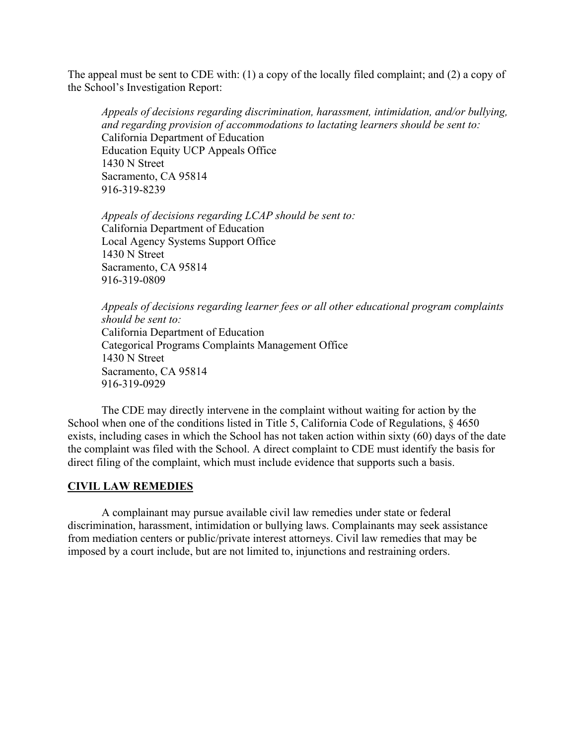The appeal must be sent to CDE with: (1) a copy of the locally filed complaint; and (2) a copy of the School's Investigation Report:

> *Appeals of decisions regarding discrimination, harassment, intimidation, and/or bullying, and regarding provision of accommodations to lactating learners should be sent to:*
> California Department of Education
> Education Equity UCP Appeals Office
> 1430 N Street
> Sacramento, CA 95814
> 916-319-8239
>
> *Appeals of decisions regarding LCAP should be sent to:*
> California Department of Education
> Local Agency Systems Support Office
> 1430 N Street
> Sacramento, CA 95814
> 916-319-0809
>
> *Appeals of decisions regarding learner fees or all other educational program complaints should be sent to:*
> California Department of Education
> Categorical Programs Complaints Management Office
> 1430 N Street
> Sacramento, CA 95814
> 916-319-0929

The CDE may directly intervene in the complaint without waiting for action by the School when one of the conditions listed in Title 5, California Code of Regulations, § 4650 exists, including cases in which the School has not taken action within sixty (60) days of the date the complaint was filed with the School. A direct complaint to CDE must identify the basis for direct filing of the complaint, which must include evidence that supports such a basis.

## CIVIL LAW REMEDIES

A complainant may pursue available civil law remedies under state or federal discrimination, harassment, intimidation or bullying laws. Complainants may seek assistance from mediation centers or public/private interest attorneys. Civil law remedies that may be imposed by a court include, but are not limited to, injunctions and restraining orders.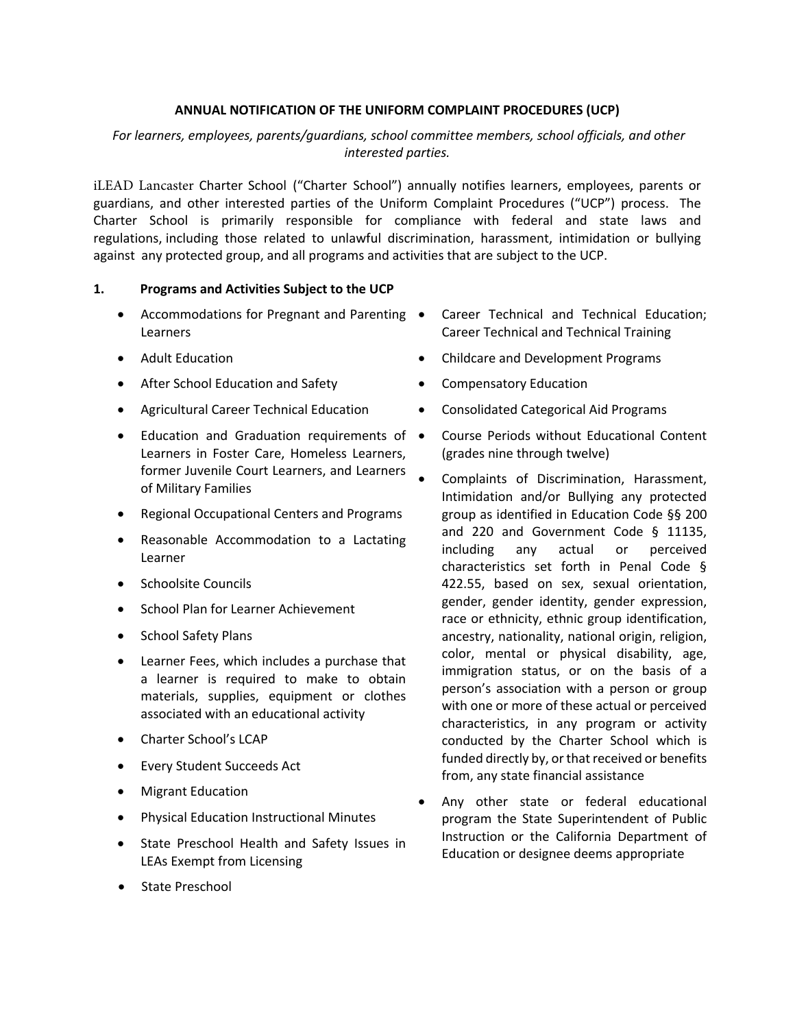**ANNUAL NOTIFICATION OF THE UNIFORM COMPLAINT PROCEDURES (UCP)**

*For learners, employees, parents/guardians, school committee members, school officials, and other interested parties.*

iLEAD Lancaster Charter School ("Charter School") annually notifies learners, employees, parents or guardians, and other interested parties of the Uniform Complaint Procedures ("UCP") process. The Charter School is primarily responsible for compliance with federal and state laws and regulations, including those related to unlawful discrimination, harassment, intimidation or bullying against any protected group, and all programs and activities that are subject to the UCP.

**1. Programs and Activities Subject to the UCP**

- Accommodations for Pregnant and Parenting Learners
- Adult Education
- After School Education and Safety
- Agricultural Career Technical Education
- Education and Graduation requirements of Learners in Foster Care, Homeless Learners, former Juvenile Court Learners, and Learners of Military Families
- Regional Occupational Centers and Programs
- Reasonable Accommodation to a Lactating Learner
- Schoolsite Councils
- School Plan for Learner Achievement
- School Safety Plans
- Learner Fees, which includes a purchase that a learner is required to make to obtain materials, supplies, equipment or clothes associated with an educational activity
- Charter School's LCAP
- Every Student Succeeds Act
- Migrant Education
- Physical Education Instructional Minutes
- State Preschool Health and Safety Issues in LEAs Exempt from Licensing
- State Preschool
- Career Technical and Technical Education; Career Technical and Technical Training
- Childcare and Development Programs
- Compensatory Education
- Consolidated Categorical Aid Programs
- Course Periods without Educational Content (grades nine through twelve)
- Complaints of Discrimination, Harassment, Intimidation and/or Bullying any protected group as identified in Education Code §§ 200 and 220 and Government Code § 11135, including any actual or perceived characteristics set forth in Penal Code § 422.55, based on sex, sexual orientation, gender, gender identity, gender expression, race or ethnicity, ethnic group identification, ancestry, nationality, national origin, religion, color, mental or physical disability, age, immigration status, or on the basis of a person's association with a person or group with one or more of these actual or perceived characteristics, in any program or activity conducted by the Charter School which is funded directly by, or that received or benefits from, any state financial assistance
- Any other state or federal educational program the State Superintendent of Public Instruction or the California Department of Education or designee deems appropriate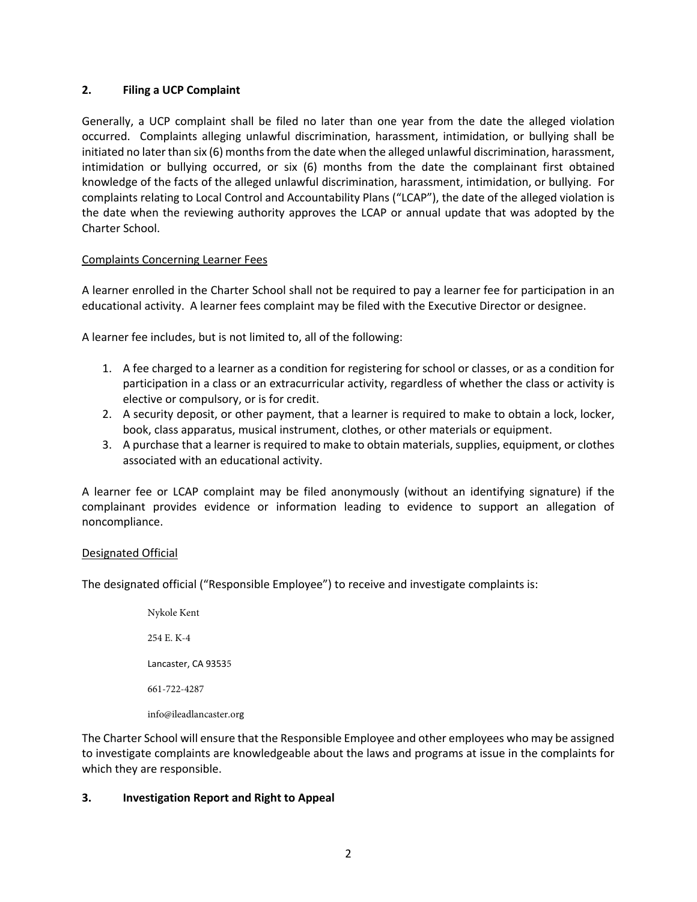## 2. Filing a UCP Complaint

Generally, a UCP complaint shall be filed no later than one year from the date the alleged violation occurred. Complaints alleging unlawful discrimination, harassment, intimidation, or bullying shall be initiated no later than six (6) months from the date when the alleged unlawful discrimination, harassment, intimidation or bullying occurred, or six (6) months from the date the complainant first obtained knowledge of the facts of the alleged unlawful discrimination, harassment, intimidation, or bullying. For complaints relating to Local Control and Accountability Plans ("LCAP"), the date of the alleged violation is the date when the reviewing authority approves the LCAP or annual update that was adopted by the Charter School.

Complaints Concerning Learner Fees

A learner enrolled in the Charter School shall not be required to pay a learner fee for participation in an educational activity. A learner fees complaint may be filed with the Executive Director or designee.

A learner fee includes, but is not limited to, all of the following:

1. A fee charged to a learner as a condition for registering for school or classes, or as a condition for participation in a class or an extracurricular activity, regardless of whether the class or activity is elective or compulsory, or is for credit.
2. A security deposit, or other payment, that a learner is required to make to obtain a lock, locker, book, class apparatus, musical instrument, clothes, or other materials or equipment.
3. A purchase that a learner is required to make to obtain materials, supplies, equipment, or clothes associated with an educational activity.

A learner fee or LCAP complaint may be filed anonymously (without an identifying signature) if the complainant provides evidence or information leading to evidence to support an allegation of noncompliance.

Designated Official

The designated official ("Responsible Employee") to receive and investigate complaints is:

Nykole Kent

254 E. K-4

Lancaster, CA 93535

661-722-4287

info@ileadlancaster.org

The Charter School will ensure that the Responsible Employee and other employees who may be assigned to investigate complaints are knowledgeable about the laws and programs at issue in the complaints for which they are responsible.

## 3. Investigation Report and Right to Appeal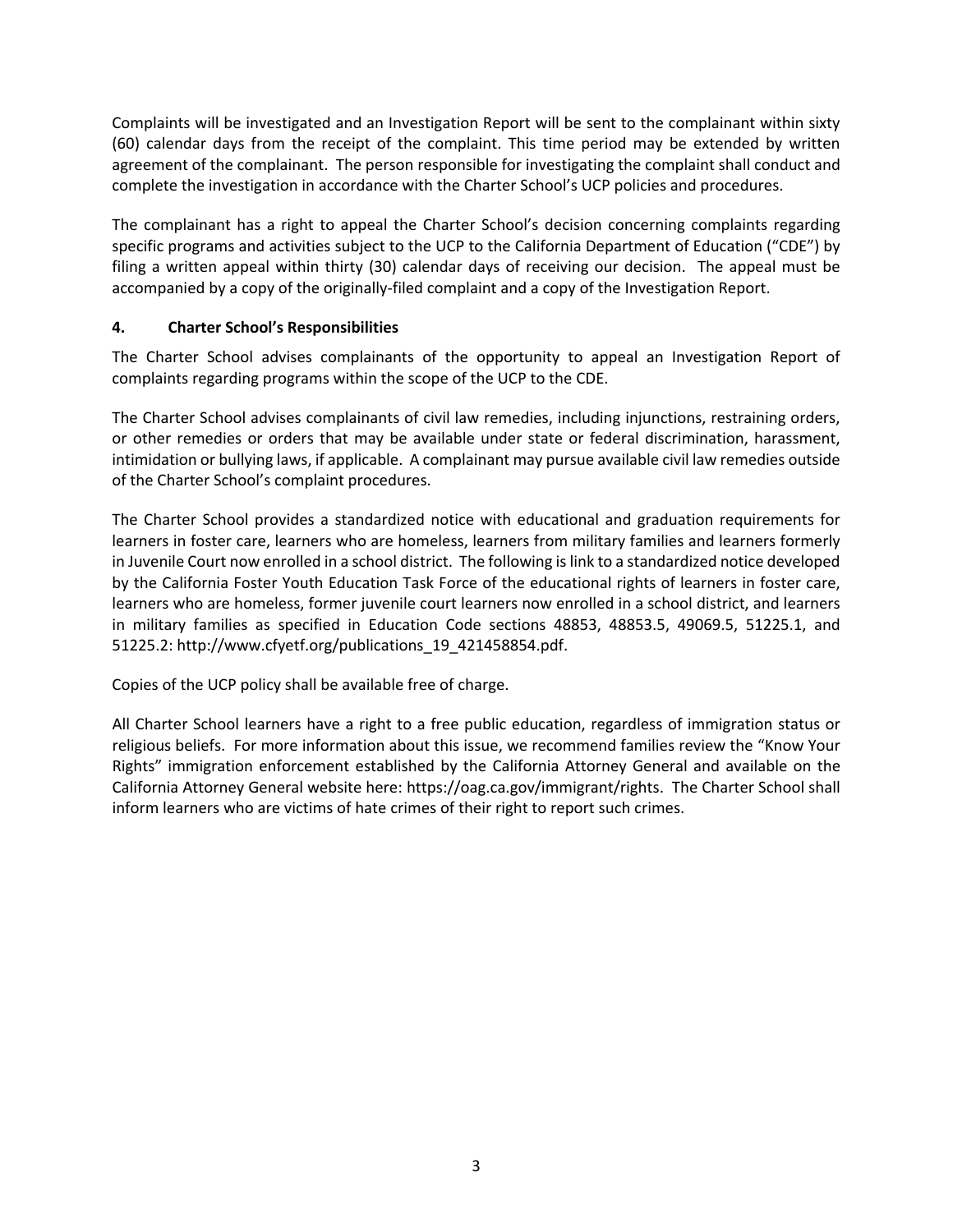Complaints will be investigated and an Investigation Report will be sent to the complainant within sixty (60) calendar days from the receipt of the complaint. This time period may be extended by written agreement of the complainant. The person responsible for investigating the complaint shall conduct and complete the investigation in accordance with the Charter School's UCP policies and procedures.

The complainant has a right to appeal the Charter School's decision concerning complaints regarding specific programs and activities subject to the UCP to the California Department of Education ("CDE") by filing a written appeal within thirty (30) calendar days of receiving our decision. The appeal must be accompanied by a copy of the originally-filed complaint and a copy of the Investigation Report.

### 4. Charter School's Responsibilities

The Charter School advises complainants of the opportunity to appeal an Investigation Report of complaints regarding programs within the scope of the UCP to the CDE.

The Charter School advises complainants of civil law remedies, including injunctions, restraining orders, or other remedies or orders that may be available under state or federal discrimination, harassment, intimidation or bullying laws, if applicable. A complainant may pursue available civil law remedies outside of the Charter School's complaint procedures.

The Charter School provides a standardized notice with educational and graduation requirements for learners in foster care, learners who are homeless, learners from military families and learners formerly in Juvenile Court now enrolled in a school district. The following is link to a standardized notice developed by the California Foster Youth Education Task Force of the educational rights of learners in foster care, learners who are homeless, former juvenile court learners now enrolled in a school district, and learners in military families as specified in Education Code sections 48853, 48853.5, 49069.5, 51225.1, and 51225.2: http://www.cfyetf.org/publications_19_421458854.pdf.

Copies of the UCP policy shall be available free of charge.

All Charter School learners have a right to a free public education, regardless of immigration status or religious beliefs. For more information about this issue, we recommend families review the "Know Your Rights" immigration enforcement established by the California Attorney General and available on the California Attorney General website here: https://oag.ca.gov/immigrant/rights. The Charter School shall inform learners who are victims of hate crimes of their right to report such crimes.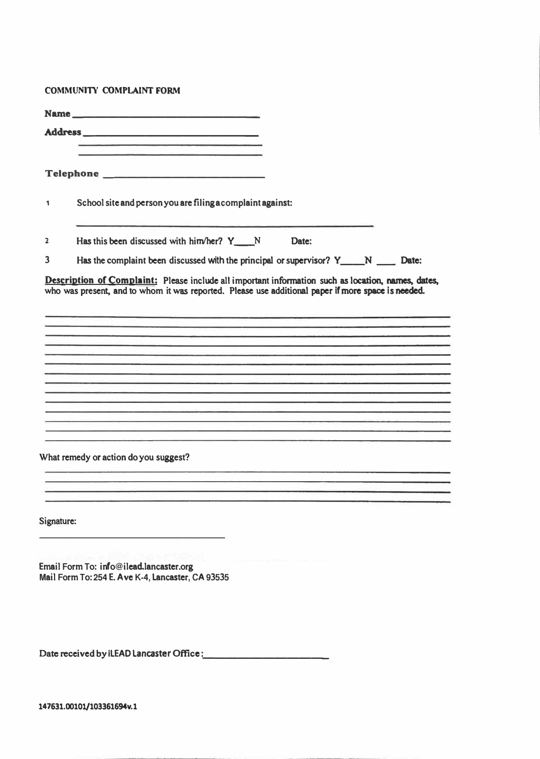**COMMUNITY COMPLAINT FORM**

**Name** ______________________________

**Address** ______________________________

______________________________

______________________________

**Telephone** ______________________________

1. School site and person you are filing a complaint against:

   ______________________________________________

2. Has this been discussed with him/her? Y____N      Date:

3. Has the complaint been discussed with the principal or supervisor? Y_____N ____ Date:

**Description of Complaint:** Please include all important information such as location, names, dates, who was present, and to whom it was reported. Please use additional paper if more space is needed.

______________________________________________________________________

______________________________________________________________________

______________________________________________________________________

______________________________________________________________________

______________________________________________________________________

______________________________________________________________________

______________________________________________________________________

______________________________________________________________________

______________________________________________________________________

______________________________________________________________________

______________________________________________________________________

______________________________________________________________________

______________________________________________________________________

______________________________________________________________________

What remedy or action do you suggest?

______________________________________________________________________

______________________________________________________________________

______________________________________________________________________

______________________________________________________________________

Signature:

______________________________

Email Form To: info@ilead.lancaster.org
Mail Form To: 254 E. Ave K-4, Lancaster, CA 93535

Date received by iLEAD Lancaster Office: ______________________

147631.00101/103361694v.1